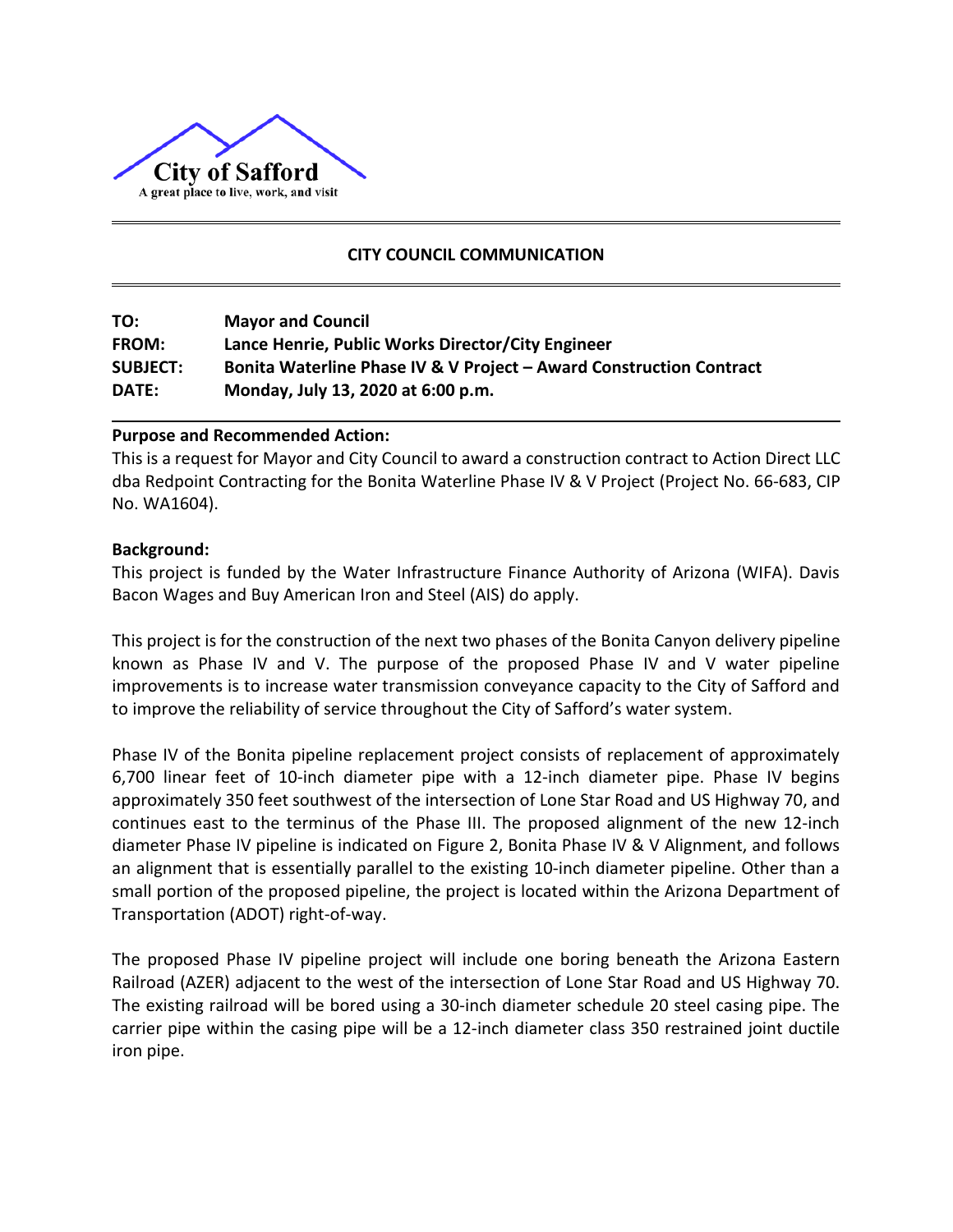City of Safford

A great place to live, work, and visit

## CITY COUNCIL COMMUNICATION

| | |
|---|---|
| **TO:** | **Mayor and Council** |
| **FROM:** | **Lance Henrie, Public Works Director/City Engineer** |
| **SUBJECT:** | **Bonita Waterline Phase IV & V Project – Award Construction Contract** |
| **DATE:** | **Monday, July 13, 2020 at 6:00 p.m.** |

**Purpose and Recommended Action:**

This is a request for Mayor and City Council to award a construction contract to Action Direct LLC dba Redpoint Contracting for the Bonita Waterline Phase IV & V Project (Project No. 66-683, CIP No. WA1604).

**Background:**

This project is funded by the Water Infrastructure Finance Authority of Arizona (WIFA). Davis Bacon Wages and Buy American Iron and Steel (AIS) do apply.

This project is for the construction of the next two phases of the Bonita Canyon delivery pipeline known as Phase IV and V. The purpose of the proposed Phase IV and V water pipeline improvements is to increase water transmission conveyance capacity to the City of Safford and to improve the reliability of service throughout the City of Safford's water system.

Phase IV of the Bonita pipeline replacement project consists of replacement of approximately 6,700 linear feet of 10-inch diameter pipe with a 12-inch diameter pipe. Phase IV begins approximately 350 feet southwest of the intersection of Lone Star Road and US Highway 70, and continues east to the terminus of the Phase III. The proposed alignment of the new 12-inch diameter Phase IV pipeline is indicated on Figure 2, Bonita Phase IV & V Alignment, and follows an alignment that is essentially parallel to the existing 10-inch diameter pipeline. Other than a small portion of the proposed pipeline, the project is located within the Arizona Department of Transportation (ADOT) right-of-way.

The proposed Phase IV pipeline project will include one boring beneath the Arizona Eastern Railroad (AZER) adjacent to the west of the intersection of Lone Star Road and US Highway 70. The existing railroad will be bored using a 30-inch diameter schedule 20 steel casing pipe. The carrier pipe within the casing pipe will be a 12-inch diameter class 350 restrained joint ductile iron pipe.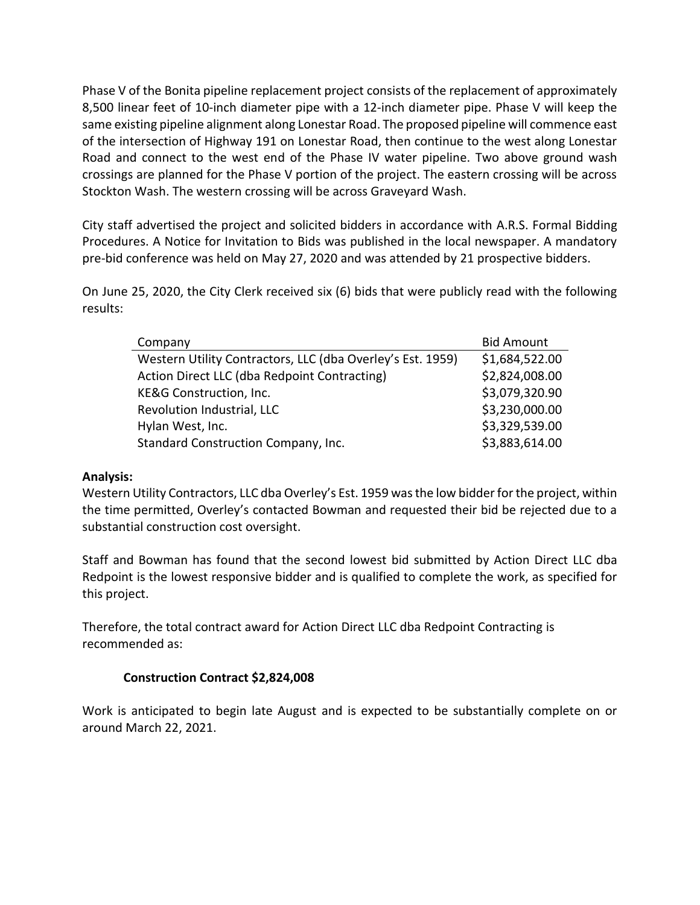Phase V of the Bonita pipeline replacement project consists of the replacement of approximately 8,500 linear feet of 10-inch diameter pipe with a 12-inch diameter pipe. Phase V will keep the same existing pipeline alignment along Lonestar Road. The proposed pipeline will commence east of the intersection of Highway 191 on Lonestar Road, then continue to the west along Lonestar Road and connect to the west end of the Phase IV water pipeline. Two above ground wash crossings are planned for the Phase V portion of the project. The eastern crossing will be across Stockton Wash. The western crossing will be across Graveyard Wash.

City staff advertised the project and solicited bidders in accordance with A.R.S. Formal Bidding Procedures. A Notice for Invitation to Bids was published in the local newspaper. A mandatory pre-bid conference was held on May 27, 2020 and was attended by 21 prospective bidders.

On June 25, 2020, the City Clerk received six (6) bids that were publicly read with the following results:

| Company | Bid Amount |
|---|---|
| Western Utility Contractors, LLC (dba Overley's Est. 1959) | $1,684,522.00 |
| Action Direct LLC (dba Redpoint Contracting) | $2,824,008.00 |
| KE&G Construction, Inc. | $3,079,320.90 |
| Revolution Industrial, LLC | $3,230,000.00 |
| Hylan West, Inc. | $3,329,539.00 |
| Standard Construction Company, Inc. | $3,883,614.00 |

**Analysis:**
Western Utility Contractors, LLC dba Overley's Est. 1959 was the low bidder for the project, within the time permitted, Overley's contacted Bowman and requested their bid be rejected due to a substantial construction cost oversight.

Staff and Bowman has found that the second lowest bid submitted by Action Direct LLC dba Redpoint is the lowest responsive bidder and is qualified to complete the work, as specified for this project.

Therefore, the total contract award for Action Direct LLC dba Redpoint Contracting is recommended as:

**Construction Contract $2,824,008**

Work is anticipated to begin late August and is expected to be substantially complete on or around March 22, 2021.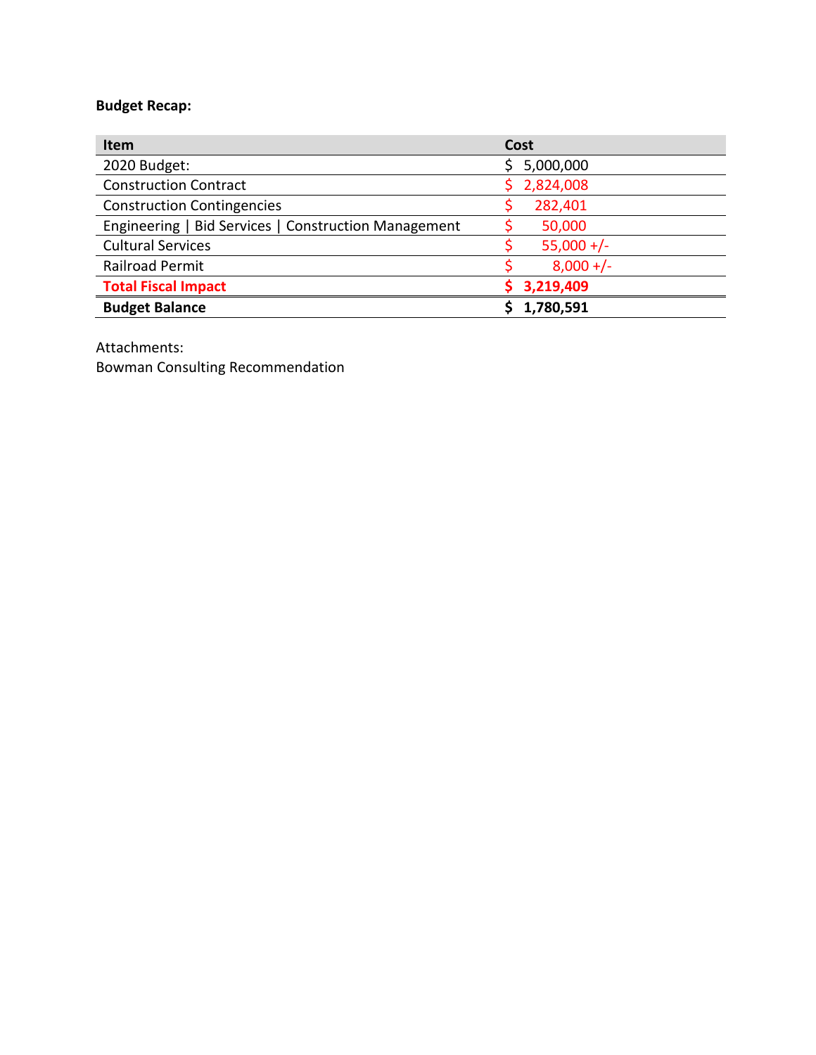**Budget Recap:**

| Item | Cost |
|---|---|
| 2020 Budget: | $ 5,000,000 |
| Construction Contract | $ 2,824,008 |
| Construction Contingencies | $ 282,401 |
| Engineering \| Bid Services \| Construction Management | $ 50,000 |
| Cultural Services | $ 55,000 +/- |
| Railroad Permit | $ 8,000 +/- |
| **Total Fiscal Impact** | **$ 3,219,409** |
| **Budget Balance** | **$ 1,780,591** |

Attachments:
Bowman Consulting Recommendation